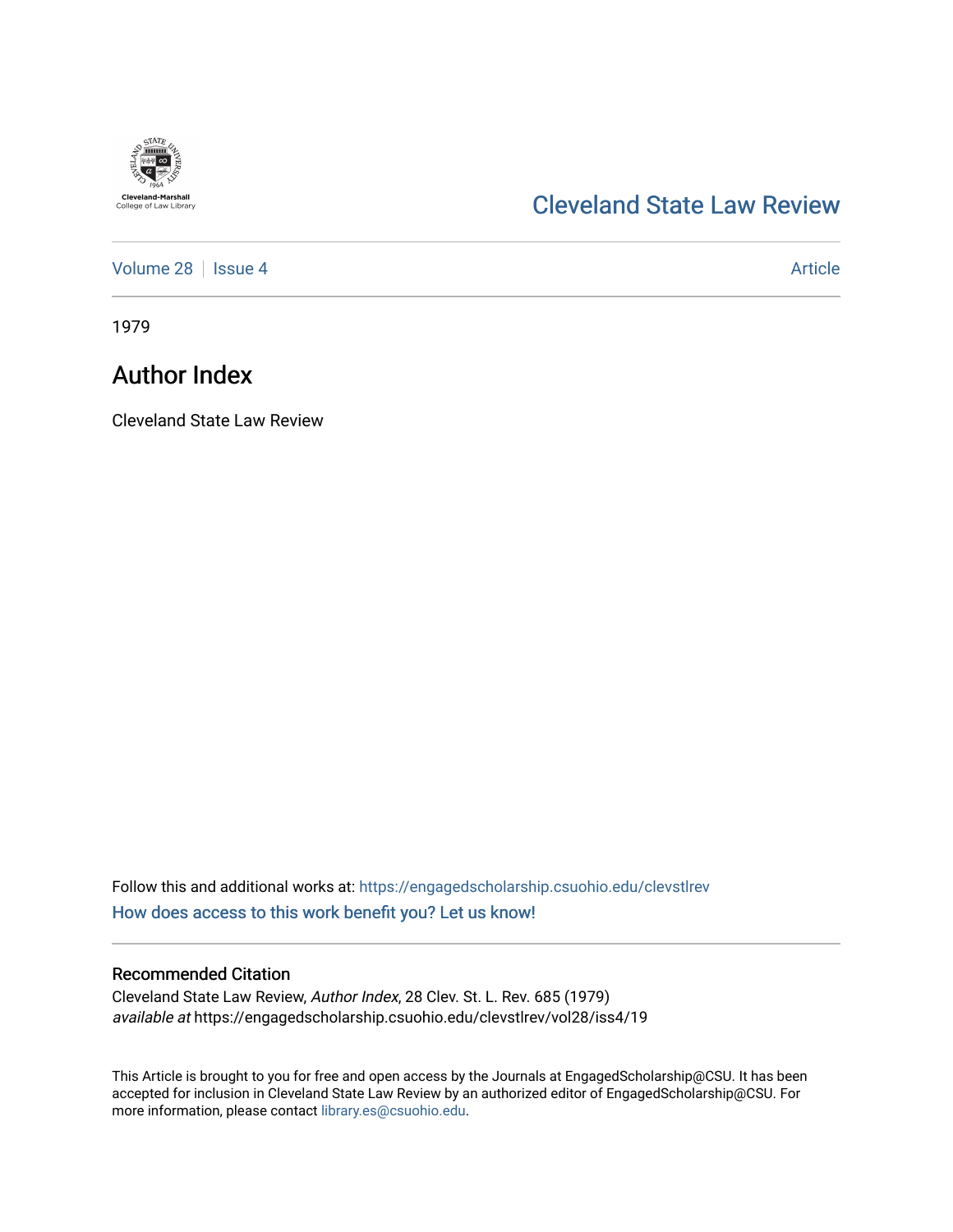Cleveland-Marshall College of Law Library

# Cleveland State Law Review

Volume 28 | Issue 4 | Article

1979

## Author Index

Cleveland State Law Review

Follow this and additional works at: https://engagedscholarship.csuohio.edu/clevstlrev

How does access to this work benefit you? Let us know!

### Recommended Citation

Cleveland State Law Review, *Author Index*, 28 Clev. St. L. Rev. 685 (1979)
*available at* https://engagedscholarship.csuohio.edu/clevstlrev/vol28/iss4/19

This Article is brought to you for free and open access by the Journals at EngagedScholarship@CSU. It has been accepted for inclusion in Cleveland State Law Review by an authorized editor of EngagedScholarship@CSU. For more information, please contact library.es@csuohio.edu.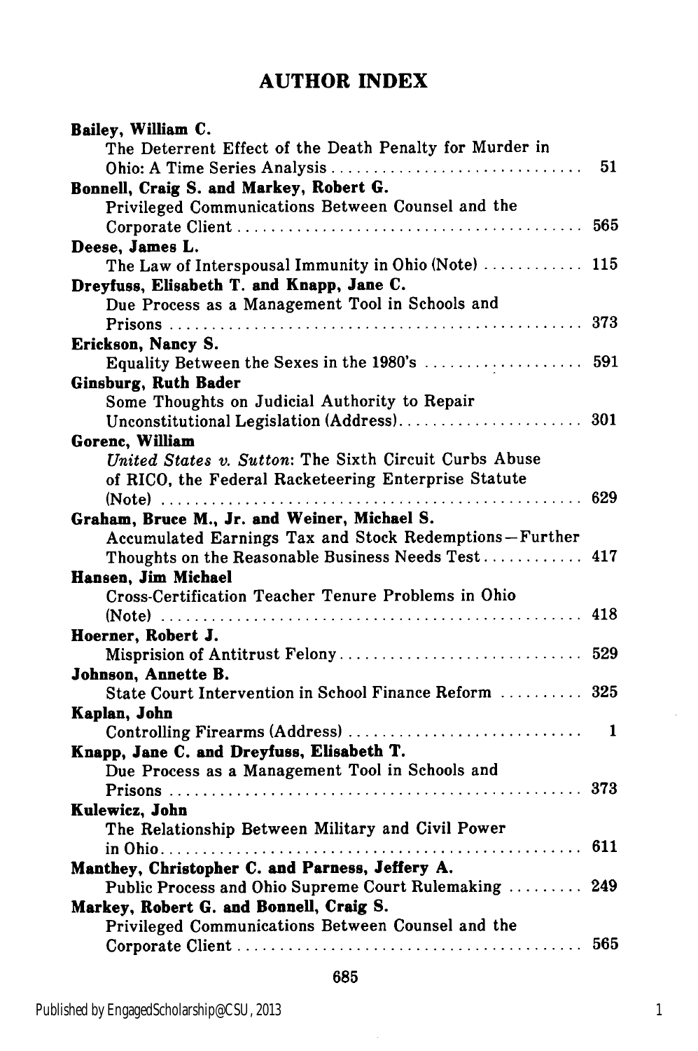# AUTHOR INDEX

**Bailey, William C.**
The Deterrent Effect of the Death Penalty for Murder in Ohio: A Time Series Analysis .............................. 51

**Bonnell, Craig S. and Markey, Robert G.**
Privileged Communications Between Counsel and the Corporate Client .............................. 565

**Deese, James L.**
The Law of Interspousal Immunity in Ohio (Note) .............................. 115

**Dreyfuss, Elisabeth T. and Knapp, Jane C.**
Due Process as a Management Tool in Schools and Prisons .............................. 373

**Erickson, Nancy S.**
Equality Between the Sexes in the 1980's .............................. 591

**Ginsburg, Ruth Bader**
Some Thoughts on Judicial Authority to Repair Unconstitutional Legislation (Address) .............................. 301

**Gorenc, William**
*United States v. Sutton*: The Sixth Circuit Curbs Abuse of RICO, the Federal Racketeering Enterprise Statute (Note) .............................. 629

**Graham, Bruce M., Jr. and Weiner, Michael S.**
Accumulated Earnings Tax and Stock Redemptions—Further Thoughts on the Reasonable Business Needs Test .............................. 417

**Hansen, Jim Michael**
Cross-Certification Teacher Tenure Problems in Ohio (Note) .............................. 418

**Hoerner, Robert J.**
Misprision of Antitrust Felony .............................. 529

**Johnson, Annette B.**
State Court Intervention in School Finance Reform .............................. 325

**Kaplan, John**
Controlling Firearms (Address) .............................. 1

**Knapp, Jane C. and Dreyfuss, Elisabeth T.**
Due Process as a Management Tool in Schools and Prisons .............................. 373

**Kulewicz, John**
The Relationship Between Military and Civil Power in Ohio .............................. 611

**Manthey, Christopher C. and Parness, Jeffery A.**
Public Process and Ohio Supreme Court Rulemaking .............................. 249

**Markey, Robert G. and Bonnell, Craig S.**
Privileged Communications Between Counsel and the Corporate Client .............................. 565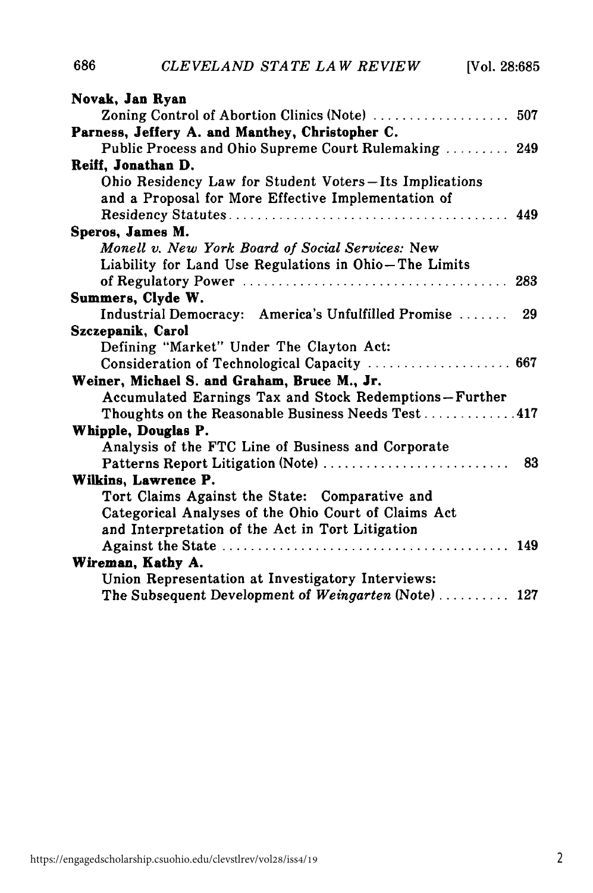**Novak, Jan Ryan**

Zoning Control of Abortion Clinics (Note) .................... 507

**Parness, Jeffery A. and Manthey, Christopher C.**

Public Process and Ohio Supreme Court Rulemaking .......... 249

**Reiff, Jonathan D.**

Ohio Residency Law for Student Voters—Its Implications and a Proposal for More Effective Implementation of Residency Statutes .......................................... 449

**Speros, James M.**

*Monell v. New York Board of Social Services:* New Liability for Land Use Regulations in Ohio—The Limits of Regulatory Power ...................................... 283

**Summers, Clyde W.**

Industrial Democracy: America's Unfulfilled Promise ....... 29

**Szczepanik, Carol**

Defining "Market" Under The Clayton Act: Consideration of Technological Capacity ..................... 667

**Weiner, Michael S. and Graham, Bruce M., Jr.**

Accumulated Earnings Tax and Stock Redemptions—Further Thoughts on the Reasonable Business Needs Test .............417

**Whipple, Douglas P.**

Analysis of the FTC Line of Business and Corporate Patterns Report Litigation (Note) ........................... 83

**Wilkins, Lawrence P.**

Tort Claims Against the State: Comparative and Categorical Analyses of the Ohio Court of Claims Act and Interpretation of the Act in Tort Litigation Against the State ......................................... 149

**Wireman, Kathy A.**

Union Representation at Investigatory Interviews: The Subsequent Development of *Weingarten* (Note) .......... 127